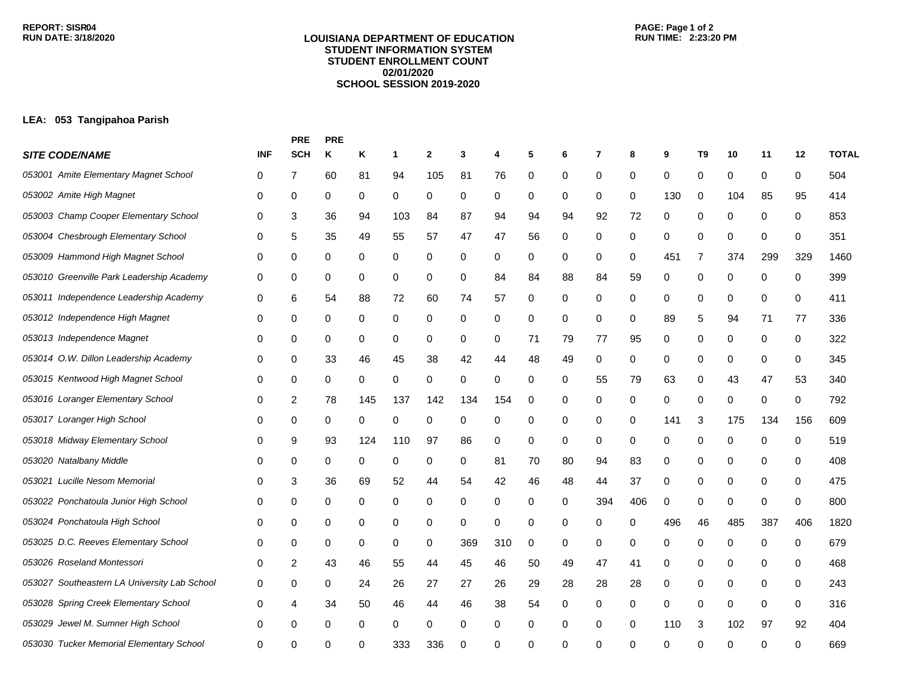REPORT: SISR04
RUN DATE: 3/18/2020

# LOUISIANA DEPARTMENT OF EDUCATION
## STUDENT INFORMATION SYSTEM
## STUDENT ENROLLMENT COUNT
## 02/01/2020
## SCHOOL SESSION 2019-2020

RUN TIME: 2:23:20 PM

**LEA: 053 Tangipahoa Parish**

| *SITE CODE/NAME* | INF | PRE SCH | PRE K | K | 1 | 2 | 3 | 4 | 5 | 6 | 7 | 8 | 9 | T9 | 10 | 11 | 12 | TOTAL |
|---|---|---|---|---|---|---|---|---|---|---|---|---|---|---|---|---|---|---|
| *053001 Amite Elementary Magnet School* | 0 | 7 | 60 | 81 | 94 | 105 | 81 | 76 | 0 | 0 | 0 | 0 | 0 | 0 | 0 | 0 | 0 | 504 |
| *053002 Amite High Magnet* | 0 | 0 | 0 | 0 | 0 | 0 | 0 | 0 | 0 | 0 | 0 | 0 | 130 | 0 | 104 | 85 | 95 | 414 |
| *053003 Champ Cooper Elementary School* | 0 | 3 | 36 | 94 | 103 | 84 | 87 | 94 | 94 | 94 | 92 | 72 | 0 | 0 | 0 | 0 | 0 | 853 |
| *053004 Chesbrough Elementary School* | 0 | 5 | 35 | 49 | 55 | 57 | 47 | 47 | 56 | 0 | 0 | 0 | 0 | 0 | 0 | 0 | 0 | 351 |
| *053009 Hammond High Magnet School* | 0 | 0 | 0 | 0 | 0 | 0 | 0 | 0 | 0 | 0 | 0 | 0 | 451 | 7 | 374 | 299 | 329 | 1460 |
| *053010 Greenville Park Leadership Academy* | 0 | 0 | 0 | 0 | 0 | 0 | 0 | 84 | 84 | 88 | 84 | 59 | 0 | 0 | 0 | 0 | 0 | 399 |
| *053011 Independence Leadership Academy* | 0 | 6 | 54 | 88 | 72 | 60 | 74 | 57 | 0 | 0 | 0 | 0 | 0 | 0 | 0 | 0 | 0 | 411 |
| *053012 Independence High Magnet* | 0 | 0 | 0 | 0 | 0 | 0 | 0 | 0 | 0 | 0 | 0 | 0 | 89 | 5 | 94 | 71 | 77 | 336 |
| *053013 Independence Magnet* | 0 | 0 | 0 | 0 | 0 | 0 | 0 | 0 | 71 | 79 | 77 | 95 | 0 | 0 | 0 | 0 | 0 | 322 |
| *053014 O.W. Dillon Leadership Academy* | 0 | 0 | 33 | 46 | 45 | 38 | 42 | 44 | 48 | 49 | 0 | 0 | 0 | 0 | 0 | 0 | 0 | 345 |
| *053015 Kentwood High Magnet School* | 0 | 0 | 0 | 0 | 0 | 0 | 0 | 0 | 0 | 0 | 55 | 79 | 63 | 0 | 43 | 47 | 53 | 340 |
| *053016 Loranger Elementary School* | 0 | 2 | 78 | 145 | 137 | 142 | 134 | 154 | 0 | 0 | 0 | 0 | 0 | 0 | 0 | 0 | 0 | 792 |
| *053017 Loranger High School* | 0 | 0 | 0 | 0 | 0 | 0 | 0 | 0 | 0 | 0 | 0 | 0 | 141 | 3 | 175 | 134 | 156 | 609 |
| *053018 Midway Elementary School* | 0 | 9 | 93 | 124 | 110 | 97 | 86 | 0 | 0 | 0 | 0 | 0 | 0 | 0 | 0 | 0 | 0 | 519 |
| *053020 Natalbany Middle* | 0 | 0 | 0 | 0 | 0 | 0 | 0 | 81 | 70 | 80 | 94 | 83 | 0 | 0 | 0 | 0 | 0 | 408 |
| *053021 Lucille Nesom Memorial* | 0 | 3 | 36 | 69 | 52 | 44 | 54 | 42 | 46 | 48 | 44 | 37 | 0 | 0 | 0 | 0 | 0 | 475 |
| *053022 Ponchatoula Junior High School* | 0 | 0 | 0 | 0 | 0 | 0 | 0 | 0 | 0 | 0 | 394 | 406 | 0 | 0 | 0 | 0 | 0 | 800 |
| *053024 Ponchatoula High School* | 0 | 0 | 0 | 0 | 0 | 0 | 0 | 0 | 0 | 0 | 0 | 0 | 496 | 46 | 485 | 387 | 406 | 1820 |
| *053025 D.C. Reeves Elementary School* | 0 | 0 | 0 | 0 | 0 | 0 | 369 | 310 | 0 | 0 | 0 | 0 | 0 | 0 | 0 | 0 | 0 | 679 |
| *053026 Roseland Montessori* | 0 | 2 | 43 | 46 | 55 | 44 | 45 | 46 | 50 | 49 | 47 | 41 | 0 | 0 | 0 | 0 | 0 | 468 |
| *053027 Southeastern LA University Lab School* | 0 | 0 | 0 | 24 | 26 | 27 | 27 | 26 | 29 | 28 | 28 | 28 | 0 | 0 | 0 | 0 | 0 | 243 |
| *053028 Spring Creek Elementary School* | 0 | 4 | 34 | 50 | 46 | 44 | 46 | 38 | 54 | 0 | 0 | 0 | 0 | 0 | 0 | 0 | 0 | 316 |
| *053029 Jewel M. Sumner High School* | 0 | 0 | 0 | 0 | 0 | 0 | 0 | 0 | 0 | 0 | 0 | 0 | 110 | 3 | 102 | 97 | 92 | 404 |
| *053030 Tucker Memorial Elementary School* | 0 | 0 | 0 | 0 | 333 | 336 | 0 | 0 | 0 | 0 | 0 | 0 | 0 | 0 | 0 | 0 | 0 | 669 |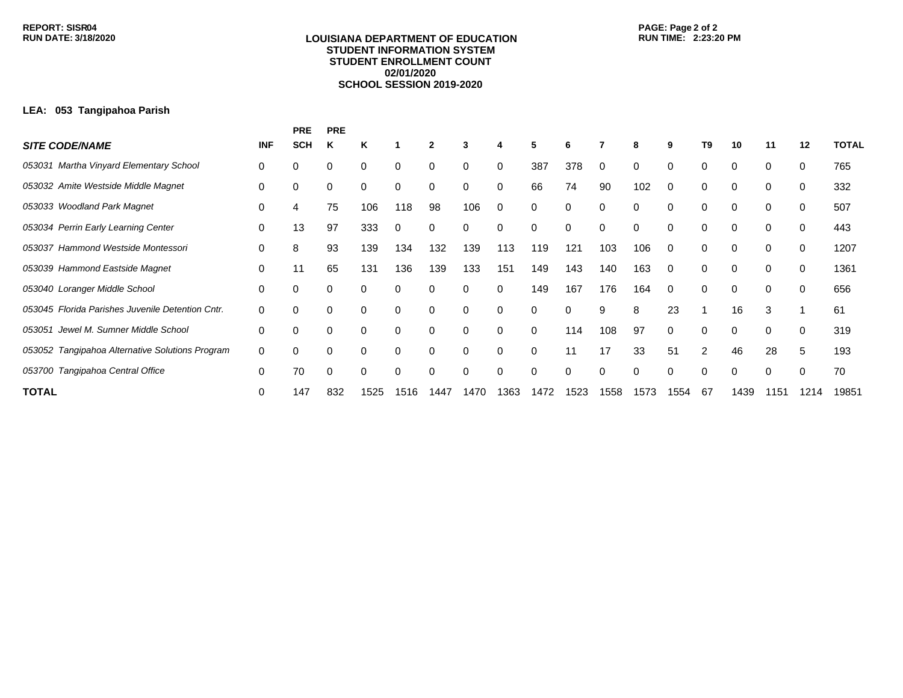REPORT: SISR04
RUN DATE: 3/18/2020

**LOUISIANA DEPARTMENT OF EDUCATION**
**STUDENT INFORMATION SYSTEM**
**STUDENT ENROLLMENT COUNT**
**02/01/2020**
**SCHOOL SESSION 2019-2020**

RUN TIME: 2:23:20 PM

**LEA: 053 Tangipahoa Parish**

| *SITE CODE/NAME* | INF | PRE SCH | PRE K | K | 1 | 2 | 3 | 4 | 5 | 6 | 7 | 8 | 9 | T9 | 10 | 11 | 12 | TOTAL |
|---|---|---|---|---|---|---|---|---|---|---|---|---|---|---|---|---|---|---|
| *053031 Martha Vinyard Elementary School* | 0 | 0 | 0 | 0 | 0 | 0 | 0 | 0 | 387 | 378 | 0 | 0 | 0 | 0 | 0 | 0 | 0 | 765 |
| *053032 Amite Westside Middle Magnet* | 0 | 0 | 0 | 0 | 0 | 0 | 0 | 0 | 66 | 74 | 90 | 102 | 0 | 0 | 0 | 0 | 0 | 332 |
| *053033 Woodland Park Magnet* | 0 | 4 | 75 | 106 | 118 | 98 | 106 | 0 | 0 | 0 | 0 | 0 | 0 | 0 | 0 | 0 | 0 | 507 |
| *053034 Perrin Early Learning Center* | 0 | 13 | 97 | 333 | 0 | 0 | 0 | 0 | 0 | 0 | 0 | 0 | 0 | 0 | 0 | 0 | 0 | 443 |
| *053037 Hammond Westside Montessori* | 0 | 8 | 93 | 139 | 134 | 132 | 139 | 113 | 119 | 121 | 103 | 106 | 0 | 0 | 0 | 0 | 0 | 1207 |
| *053039 Hammond Eastside Magnet* | 0 | 11 | 65 | 131 | 136 | 139 | 133 | 151 | 149 | 143 | 140 | 163 | 0 | 0 | 0 | 0 | 0 | 1361 |
| *053040 Loranger Middle School* | 0 | 0 | 0 | 0 | 0 | 0 | 0 | 0 | 149 | 167 | 176 | 164 | 0 | 0 | 0 | 0 | 0 | 656 |
| *053045 Florida Parishes Juvenile Detention Cntr.* | 0 | 0 | 0 | 0 | 0 | 0 | 0 | 0 | 0 | 0 | 9 | 8 | 23 | 1 | 16 | 3 | 1 | 61 |
| *053051 Jewel M. Sumner Middle School* | 0 | 0 | 0 | 0 | 0 | 0 | 0 | 0 | 0 | 114 | 108 | 97 | 0 | 0 | 0 | 0 | 0 | 319 |
| *053052 Tangipahoa Alternative Solutions Program* | 0 | 0 | 0 | 0 | 0 | 0 | 0 | 0 | 0 | 11 | 17 | 33 | 51 | 2 | 46 | 28 | 5 | 193 |
| *053700 Tangipahoa Central Office* | 0 | 70 | 0 | 0 | 0 | 0 | 0 | 0 | 0 | 0 | 0 | 0 | 0 | 0 | 0 | 0 | 0 | 70 |
| **TOTAL** | 0 | 147 | 832 | 1525 | 1516 | 1447 | 1470 | 1363 | 1472 | 1523 | 1558 | 1573 | 1554 | 67 | 1439 | 1151 | 1214 | 19851 |